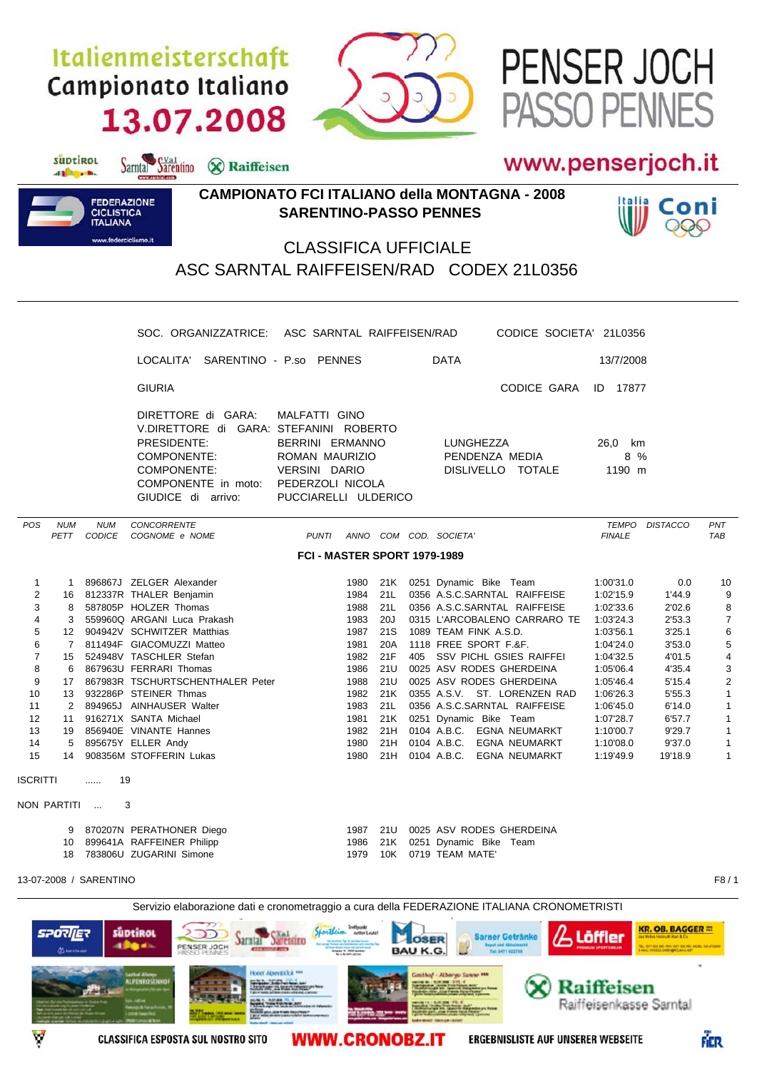# Italienmeisterschaft
# Campionato Italiano
# 13.07.2008

# PENSER JOCH
# PASSO PENNES

www.penserjoch.it

## CAMPIONATO FCI ITALIANO della MONTAGNA - 2008
## SARENTINO-PASSO PENNES

## CLASSIFICA UFFICIALE
## ASC SARNTAL RAIFFEISEN/RAD CODEX 21L0356

SOC. ORGANIZZATRICE: ASC SARNTAL RAIFFEISEN/RAD — CODICE SOCIETA' 21L0356

LOCALITA' SARENTINO - P.so PENNES — DATA 13/7/2008

GIURIA — CODICE GARA ID 17877

DIRETTORE di GARA: MALFATTI GINO
V.DIRETTORE di GARA: STEFANINI ROBERTO
PRESIDENTE: BERRINI ERMANNO
COMPONENTE: ROMAN MAURIZIO
COMPONENTE: VERSINI DARIO
COMPONENTE in moto: PEDERZOLI NICOLA
GIUDICE di arrivo: PUCCIARELLI ULDERICO

LUNGHEZZA 26,0 km
PENDENZA MEDIA 8 %
DISLIVELLO TOTALE 1190 m

### FCI - MASTER SPORT 1979-1989

| POS | NUM PETT | NUM CODICE | CONCORRENTE COGNOME e NOME | PUNTI | ANNO | COM | COD. | SOCIETA' | TEMPO FINALE | DISTACCO | PNT TAB |
|---|---|---|---|---|---|---|---|---|---|---|---|
| 1 | 1 | 896867J | ZELGER Alexander | | 1980 | 21K | 0251 | Dynamic Bike Team | 1:00'31.0 | 0.0 | 10 |
| 2 | 16 | 812337R | THALER Benjamin | | 1984 | 21L | 0356 | A.S.C.SARNTAL RAIFFEISE | 1:02'15.9 | 1'44.9 | 9 |
| 3 | 8 | 587805P | HOLZER Thomas | | 1988 | 21L | 0356 | A.S.C.SARNTAL RAIFFEISE | 1:02'33.6 | 2'02.6 | 8 |
| 4 | 3 | 559960Q | ARGANI Luca Prakash | | 1983 | 20J | 0315 | L'ARCOBALENO CARRARO TE | 1:03'24.3 | 2'53.3 | 7 |
| 5 | 12 | 904942V | SCHWITZER Matthias | | 1987 | 21S | 1089 | TEAM FINK A.S.D. | 1:03'56.1 | 3'25.1 | 6 |
| 6 | 7 | 811494F | GIACOMUZZI Matteo | | 1981 | 20A | 1118 | FREE SPORT F.&F. | 1:04'24.0 | 3'53.0 | 5 |
| 7 | 15 | 524948V | TASCHLER Stefan | | 1982 | 21F | 405 | SSV PICHL GSIES RAIFFEI | 1:04'32.5 | 4'01.5 | 4 |
| 8 | 6 | 867963U | FERRARI Thomas | | 1986 | 21U | 0025 | ASV RODES GHERDEINA | 1:05'06.4 | 4'35.4 | 3 |
| 9 | 17 | 867983R | TSCHURTSCHENTHALER Peter | | 1988 | 21U | 0025 | ASV RODES GHERDEINA | 1:05'46.4 | 5'15.4 | 2 |
| 10 | 13 | 932286P | STEINER Thmas | | 1982 | 21K | 0355 | A.S.V. ST. LORENZEN RAD | 1:06'26.3 | 5'55.3 | 1 |
| 11 | 2 | 894965J | AINHAUSER Walter | | 1983 | 21L | 0356 | A.S.C.SARNTAL RAIFFEISE | 1:06'45.0 | 6'14.0 | 1 |
| 12 | 11 | 916271X | SANTA Michael | | 1981 | 21K | 0251 | Dynamic Bike Team | 1:07'28.7 | 6'57.7 | 1 |
| 13 | 19 | 856940E | VINANTE Hannes | | 1982 | 21H | 0104 | A.B.C. EGNA NEUMARKT | 1:10'00.7 | 9'29.7 | 1 |
| 14 | 5 | 895675Y | ELLER Andy | | 1980 | 21H | 0104 | A.B.C. EGNA NEUMARKT | 1:10'08.0 | 9'37.0 | 1 |
| 15 | 14 | 908356M | STOFFERIN Lukas | | 1980 | 21H | 0104 | A.B.C. EGNA NEUMARKT | 1:19'49.9 | 19'18.9 | 1 |

ISCRITTI ...... 19

NON PARTITI ... 3

| NUM PETT | NUM CODICE | COGNOME e NOME | ANNO | COM | COD. | SOCIETA' |
|---|---|---|---|---|---|---|
| 9 | 870207N | PERATHONER Diego | 1987 | 21U | 0025 | ASV RODES GHERDEINA |
| 10 | 899641A | RAFFEINER Philipp | 1986 | 21K | 0251 | Dynamic Bike Team |
| 18 | 783806U | ZUGARINI Simone | 1979 | 10K | 0719 | TEAM MATE' |

13-07-2008 / SARENTINO

Servizio elaborazione dati e cronometraggio a cura della FEDERAZIONE ITALIANA CRONOMETRISTI

CLASSIFICA ESPOSTA SUL NOSTRO SITO WWW.CRONOBZ.IT ERGEBNISLISTE AUF UNSERER WEBSEITE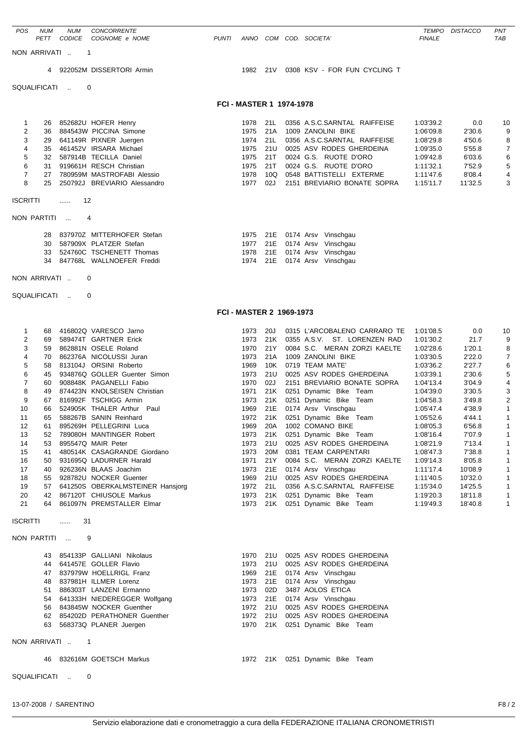| POS | NUM PETT | NUM CODICE | CONCORRENTE COGNOME e NOME | PUNTI | ANNO | COM | COD. SOCIETA' | TEMPO FINALE | DISTACCO | PNT TAB |
|---|---|---|---|---|---|---|---|---|---|---|

NON ARRIVATI .. 1

| NUM PETT | NUM CODICE | COGNOME e NOME | ANNO | COM | COD. SOCIETA' |
|---|---|---|---|---|---|
| 4 | 922052M | DISSERTORI Armin | 1982 | 21V | 0308 KSV - FOR FUN CYCLING T |

SQUALIFICATI .. 0

## FCI - MASTER 1 1974-1978

| POS | NUM PETT | NUM CODICE | COGNOME e NOME | PUNTI | ANNO | COM | COD. SOCIETA' | TEMPO FINALE | DISTACCO | PNT TAB |
|---|---|---|---|---|---|---|---|---|---|---|
| 1 | 26 | 852682U | HOFER Henry | | 1978 | 21L | 0356 A.S.C.SARNTAL RAIFFEISE | 1:03'39.2 | 0.0 | 10 |
| 2 | 36 | 884543W | PICCINA Simone | | 1975 | 21A | 1009 ZANOLINI BIKE | 1:06'09.8 | 2'30.6 | 9 |
| 3 | 29 | 641149R | PIXNER Juergen | | 1974 | 21L | 0356 A.S.C.SARNTAL RAIFFEISE | 1:08'29.8 | 4'50.6 | 8 |
| 4 | 35 | 461452V | IRSARA Michael | | 1975 | 21U | 0025 ASV RODES GHERDEINA | 1:09'35.0 | 5'55.8 | 7 |
| 5 | 32 | 587914B | TECILLA Daniel | | 1975 | 21T | 0024 G.S. RUOTE D'ORO | 1:09'42.8 | 6'03.6 | 6 |
| 6 | 31 | 919661H | RESCH Christian | | 1975 | 21T | 0024 G.S. RUOTE D'ORO | 1:11'32.1 | 7'52.9 | 5 |
| 7 | 27 | 780959M | MASTROFABI Alessio | | 1978 | 10Q | 0548 BATTISTELLI EXTERME | 1:11'47.6 | 8'08.4 | 4 |
| 8 | 25 | 250792J | BREVIARIO Alessandro | | 1977 | 02J | 2151 BREVIARIO BONATE SOPRA | 1:15'11.7 | 11'32.5 | 3 |

ISCRITTI ...... 12

NON PARTITI ... 4

| NUM PETT | NUM CODICE | COGNOME e NOME | ANNO | COM | COD. SOCIETA' |
|---|---|---|---|---|---|
| 28 | 837970Z | MITTERHOFER Stefan | 1975 | 21E | 0174 Arsv Vinschgau |
| 30 | 587909X | PLATZER Stefan | 1977 | 21E | 0174 Arsv Vinschgau |
| 33 | 524760C | TSCHENETT Thomas | 1978 | 21E | 0174 Arsv Vinschgau |
| 34 | 847768L | WALLNOEFER Freddi | 1974 | 21E | 0174 Arsv Vinschgau |

NON ARRIVATI .. 0

SQUALIFICATI .. 0

## FCI - MASTER 2 1969-1973

| POS | NUM PETT | NUM CODICE | COGNOME e NOME | PUNTI | ANNO | COM | COD. SOCIETA' | TEMPO FINALE | DISTACCO | PNT TAB |
|---|---|---|---|---|---|---|---|---|---|---|
| 1 | 68 | 416802Q | VARESCO Jarno | | 1973 | 20J | 0315 L'ARCOBALENO CARRARO TE | 1:01'08.5 | 0.0 | 10 |
| 2 | 69 | 589474T | GARTNER Erick | | 1973 | 21K | 0355 A.S.V. ST. LORENZEN RAD | 1:01'30.2 | 21.7 | 9 |
| 3 | 59 | 862881N | OSELE Roland | | 1970 | 21Y | 0084 S.C. MERAN ZORZI KAELTE | 1:02'28.6 | 1'20.1 | 8 |
| 4 | 70 | 862376A | NICOLUSSI Juran | | 1973 | 21A | 1009 ZANOLINI BIKE | 1:03'30.5 | 2'22.0 | 7 |
| 5 | 58 | 813104J | ORSINI Roberto | | 1969 | 10K | 0719 TEAM MATE' | 1:03'36.2 | 2'27.7 | 6 |
| 6 | 45 | 934876Q | GOLLER Guenter Simon | | 1973 | 21U | 0025 ASV RODES GHERDEINA | 1:03'39.1 | 2'30.6 | 5 |
| 7 | 60 | 908848K | PAGANELLI Fabio | | 1970 | 02J | 2151 BREVIARIO BONATE SOPRA | 1:04'13.4 | 3'04.9 | 4 |
| 8 | 49 | 874423N | KNOLSEISEN Christian | | 1971 | 21K | 0251 Dynamic Bike Team | 1:04'39.0 | 3'30.5 | 3 |
| 9 | 67 | 816992F | TSCHIGG Armin | | 1973 | 21K | 0251 Dynamic Bike Team | 1:04'58.3 | 3'49.8 | 2 |
| 10 | 66 | 524905K | THALER Arthur Paul | | 1969 | 21E | 0174 Arsv Vinschgau | 1:05'47.4 | 4'38.9 | 1 |
| 11 | 65 | 588267B | SANIN Reinhard | | 1972 | 21K | 0251 Dynamic Bike Team | 1:05'52.6 | 4'44.1 | 1 |
| 12 | 61 | 895269H | PELLEGRINI Luca | | 1969 | 20A | 1002 COMANO BIKE | 1:08'05.3 | 6'56.8 | 1 |
| 13 | 52 | 789080H | MANTINGER Robert | | 1973 | 21K | 0251 Dynamic Bike Team | 1:08'16.4 | 7'07.9 | 1 |
| 14 | 53 | 895547Q | MAIR Peter | | 1973 | 21U | 0025 ASV RODES GHERDEINA | 1:08'21.9 | 7'13.4 | 1 |
| 15 | 41 | 480514K | CASAGRANDE Giordano | | 1973 | 20M | 0381 TEAM CARPENTARI | 1:08'47.3 | 7'38.8 | 1 |
| 16 | 50 | 931695Q | LADURNER Harald | | 1971 | 21Y | 0084 S.C. MERAN ZORZI KAELTE | 1:09'14.3 | 8'05.8 | 1 |
| 17 | 40 | 926236N | BLAAS Joachim | | 1973 | 21E | 0174 Arsv Vinschgau | 1:11'17.4 | 10'08.9 | 1 |
| 18 | 55 | 928782U | NOCKER Guenter | | 1969 | 21U | 0025 ASV RODES GHERDEINA | 1:11'40.5 | 10'32.0 | 1 |
| 19 | 57 | 641250S | OBERKALMSTEINER Hansjorg | | 1972 | 21L | 0356 A.S.C.SARNTAL RAIFFEISE | 1:15'34.0 | 14'25.5 | 1 |
| 20 | 42 | 867120T | CHIUSOLE Markus | | 1973 | 21K | 0251 Dynamic Bike Team | 1:19'20.3 | 18'11.8 | 1 |
| 21 | 64 | 861097N | PREMSTALLER Elmar | | 1973 | 21K | 0251 Dynamic Bike Team | 1:19'49.3 | 18'40.8 | 1 |

ISCRITTI ...... 31

NON PARTITI ... 9

| NUM PETT | NUM CODICE | COGNOME e NOME | ANNO | COM | COD. SOCIETA' |
|---|---|---|---|---|---|
| 43 | 854133P | GALLIANI Nikolaus | 1970 | 21U | 0025 ASV RODES GHERDEINA |
| 44 | 641457E | GOLLER Flavio | 1973 | 21U | 0025 ASV RODES GHERDEINA |
| 47 | 837979W | HOELLRIGL Franz | 1969 | 21E | 0174 Arsv Vinschgau |
| 48 | 837981H | ILLMER Lorenz | 1973 | 21E | 0174 Arsv Vinschgau |
| 51 | 886303T | LANZENI Ermanno | 1973 | 02D | 3487 AOLOS ETICA |
| 54 | 641333H | NIEDEREGGER Wolfgang | 1973 | 21E | 0174 Arsv Vinschgau |
| 56 | 843845W | NOCKER Guenther | 1972 | 21U | 0025 ASV RODES GHERDEINA |
| 62 | 854202D | PERATHONER Guenther | 1972 | 21U | 0025 ASV RODES GHERDEINA |
| 63 | 568373Q | PLANER Juergen | 1970 | 21K | 0251 Dynamic Bike Team |

NON ARRIVATI .. 1

| NUM PETT | NUM CODICE | COGNOME e NOME | ANNO | COM | COD. SOCIETA' |
|---|---|---|---|---|---|
| 46 | 832616M | GOETSCH Markus | 1972 | 21K | 0251 Dynamic Bike Team |

SQUALIFICATI .. 0

13-07-2008 / SARENTINO

Servizio elaborazione dati e cronometraggio a cura della FEDERAZIONE ITALIANA CRONOMETRISTI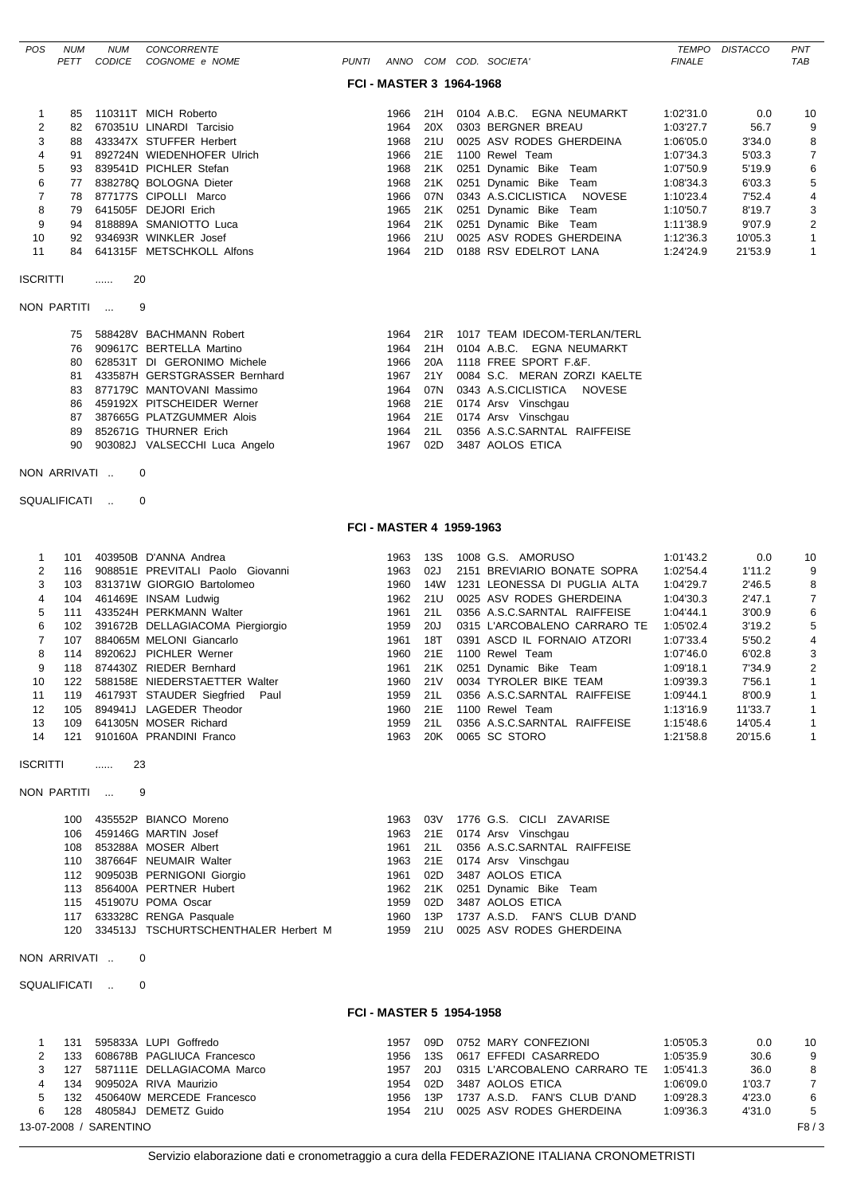| POS | NUM PETT | NUM CODICE | CONCORRENTE COGNOME e NOME | PUNTI | ANNO | COM | COD. SOCIETA' | TEMPO FINALE | DISTACCO | PNT TAB |
|---|---|---|---|---|---|---|---|---|---|---|

## FCI - MASTER 3 1964-1968

| POS | NUM PETT | NUM CODICE | CONCORRENTE COGNOME e NOME | PUNTI | ANNO | COM | COD. SOCIETA' | TEMPO FINALE | DISTACCO | PNT TAB |
|---|---|---|---|---|---|---|---|---|---|---|
| 1 | 85 | 110311T | MICH Roberto | | 1966 | 21H | 0104 A.B.C. EGNA NEUMARKT | 1:02'31.0 | 0.0 | 10 |
| 2 | 82 | 670351U | LINARDI Tarcisio | | 1964 | 20X | 0303 BERGNER BREAU | 1:03'27.7 | 56.7 | 9 |
| 3 | 88 | 433347X | STUFFER Herbert | | 1968 | 21U | 0025 ASV RODES GHERDEINA | 1:06'05.0 | 3'34.0 | 8 |
| 4 | 91 | 892724N | WIEDENHOFER Ulrich | | 1966 | 21E | 1100 Rewel Team | 1:07'34.3 | 5'03.3 | 7 |
| 5 | 93 | 839541D | PICHLER Stefan | | 1968 | 21K | 0251 Dynamic Bike Team | 1:07'50.9 | 5'19.9 | 6 |
| 6 | 77 | 838278Q | BOLOGNA Dieter | | 1968 | 21K | 0251 Dynamic Bike Team | 1:08'34.3 | 6'03.3 | 5 |
| 7 | 78 | 877177S | CIPOLLI Marco | | 1966 | 07N | 0343 A.S.CICLISTICA NOVESE | 1:10'23.4 | 7'52.4 | 4 |
| 8 | 79 | 641505F | DEJORI Erich | | 1965 | 21K | 0251 Dynamic Bike Team | 1:10'50.7 | 8'19.7 | 3 |
| 9 | 94 | 818889A | SMANIOTTO Luca | | 1964 | 21K | 0251 Dynamic Bike Team | 1:11'38.9 | 9'07.9 | 2 |
| 10 | 92 | 934693R | WINKLER Josef | | 1966 | 21U | 0025 ASV RODES GHERDEINA | 1:12'36.3 | 10'05.3 | 1 |
| 11 | 84 | 641315F | METSCHKOLL Alfons | | 1964 | 21D | 0188 RSV EDELROT LANA | 1:24'24.9 | 21'53.9 | 1 |

ISCRITTI ...... 20

NON PARTITI ... 9

| NUM PETT | NUM CODICE | COGNOME e NOME | ANNO | COM | COD. SOCIETA' |
|---|---|---|---|---|---|
| 75 | 588428V | BACHMANN Robert | 1964 | 21R | 1017 TEAM IDECOM-TERLAN/TERL |
| 76 | 909617C | BERTELLA Martino | 1964 | 21H | 0104 A.B.C. EGNA NEUMARKT |
| 80 | 628531T | DI GERONIMO Michele | 1966 | 20A | 1118 FREE SPORT F.&F. |
| 81 | 433587H | GERSTGRASSER Bernhard | 1967 | 21Y | 0084 S.C. MERAN ZORZI KAELTE |
| 83 | 877179C | MANTOVANI Massimo | 1964 | 07N | 0343 A.S.CICLISTICA NOVESE |
| 86 | 459192X | PITSCHEIDER Werner | 1968 | 21E | 0174 Arsv Vinschgau |
| 87 | 387665G | PLATZGUMMER Alois | 1964 | 21E | 0174 Arsv Vinschgau |
| 89 | 852671G | THURNER Erich | 1964 | 21L | 0356 A.S.C.SARNTAL RAIFFEISE |
| 90 | 903082J | VALSECCHI Luca Angelo | 1967 | 02D | 3487 AOLOS ETICA |

NON ARRIVATI .. 0

SQUALIFICATI .. 0

## FCI - MASTER 4 1959-1963

| POS | NUM PETT | NUM CODICE | CONCORRENTE COGNOME e NOME | PUNTI | ANNO | COM | COD. SOCIETA' | TEMPO FINALE | DISTACCO | PNT TAB |
|---|---|---|---|---|---|---|---|---|---|---|
| 1 | 101 | 403950B | D'ANNA Andrea | | 1963 | 13S | 1008 G.S. AMORUSO | 1:01'43.2 | 0.0 | 10 |
| 2 | 116 | 908851E | PREVITALI Paolo Giovanni | | 1963 | 02J | 2151 BREVIARIO BONATE SOPRA | 1:02'54.4 | 1'11.2 | 9 |
| 3 | 103 | 831371W | GIORGIO Bartolomeo | | 1960 | 14W | 1231 LEONESSA DI PUGLIA ALTA | 1:04'29.7 | 2'46.5 | 8 |
| 4 | 104 | 461469E | INSAM Ludwig | | 1962 | 21U | 0025 ASV RODES GHERDEINA | 1:04'30.3 | 2'47.1 | 7 |
| 5 | 111 | 433524H | PERKMANN Walter | | 1961 | 21L | 0356 A.S.C.SARNTAL RAIFFEISE | 1:04'44.1 | 3'00.9 | 6 |
| 6 | 102 | 391672B | DELLAGIACOMA Piergiorgio | | 1959 | 20J | 0315 L'ARCOBALENO CARRARO TE | 1:05'02.4 | 3'19.2 | 5 |
| 7 | 107 | 884065M | MELONI Giancarlo | | 1961 | 18T | 0391 ASCD IL FORNAIO ATZORI | 1:07'33.4 | 5'50.2 | 4 |
| 8 | 114 | 892062J | PICHLER Werner | | 1960 | 21E | 1100 Rewel Team | 1:07'46.0 | 6'02.8 | 3 |
| 9 | 118 | 874430Z | RIEDER Bernhard | | 1961 | 21K | 0251 Dynamic Bike Team | 1:09'18.1 | 7'34.9 | 2 |
| 10 | 122 | 588158E | NIEDERSTAETTER Walter | | 1960 | 21V | 0034 TYROLER BIKE TEAM | 1:09'39.3 | 7'56.1 | 1 |
| 11 | 119 | 461793T | STAUDER Siegfried Paul | | 1959 | 21L | 0356 A.S.C.SARNTAL RAIFFEISE | 1:09'44.1 | 8'00.9 | 1 |
| 12 | 105 | 894941J | LAGEDER Theodor | | 1960 | 21E | 1100 Rewel Team | 1:13'16.9 | 11'33.7 | 1 |
| 13 | 109 | 641305N | MOSER Richard | | 1959 | 21L | 0356 A.S.C.SARNTAL RAIFFEISE | 1:15'48.6 | 14'05.4 | 1 |
| 14 | 121 | 910160A | PRANDINI Franco | | 1963 | 20K | 0065 SC STORO | 1:21'58.8 | 20'15.6 | 1 |

ISCRITTI ...... 23

NON PARTITI ... 9

| NUM PETT | NUM CODICE | COGNOME e NOME | ANNO | COM | COD. SOCIETA' |
|---|---|---|---|---|---|
| 100 | 435552P | BIANCO Moreno | 1963 | 03V | 1776 G.S. CICLI ZAVARISE |
| 106 | 459146G | MARTIN Josef | 1963 | 21E | 0174 Arsv Vinschgau |
| 108 | 853288A | MOSER Albert | 1961 | 21L | 0356 A.S.C.SARNTAL RAIFFEISE |
| 110 | 387664F | NEUMAIR Walter | 1963 | 21E | 0174 Arsv Vinschgau |
| 112 | 909503B | PERNIGONI Giorgio | 1961 | 02D | 3487 AOLOS ETICA |
| 113 | 856400A | PERTNER Hubert | 1962 | 21K | 0251 Dynamic Bike Team |
| 115 | 451907U | POMA Oscar | 1959 | 02D | 3487 AOLOS ETICA |
| 117 | 633328C | RENGA Pasquale | 1960 | 13P | 1737 A.S.D. FAN'S CLUB D'AND |
| 120 | 334513J | TSCHURTSCHENTHALER Herbert M | 1959 | 21U | 0025 ASV RODES GHERDEINA |

NON ARRIVATI .. 0

SQUALIFICATI .. 0

## FCI - MASTER 5 1954-1958

| POS | NUM PETT | NUM CODICE | CONCORRENTE COGNOME e NOME | PUNTI | ANNO | COM | COD. SOCIETA' | TEMPO FINALE | DISTACCO | PNT TAB |
|---|---|---|---|---|---|---|---|---|---|---|
| 1 | 131 | 595833A | LUPI Goffredo | | 1957 | 09D | 0752 MARY CONFEZIONI | 1:05'05.3 | 0.0 | 10 |
| 2 | 133 | 608678B | PAGLIUCA Francesco | | 1956 | 13S | 0617 EFFEDI CASARREDO | 1:05'35.9 | 30.6 | 9 |
| 3 | 127 | 587111E | DELLAGIACOMA Marco | | 1957 | 20J | 0315 L'ARCOBALENO CARRARO TE | 1:05'41.3 | 36.0 | 8 |
| 4 | 134 | 909502A | RIVA Maurizio | | 1954 | 02D | 3487 AOLOS ETICA | 1:06'09.0 | 1'03.7 | 7 |
| 5 | 132 | 450640W | MERCEDE Francesco | | 1956 | 13P | 1737 A.S.D. FAN'S CLUB D'AND | 1:09'28.3 | 4'23.0 | 6 |
| 6 | 128 | 480584J | DEMETZ Guido | | 1954 | 21U | 0025 ASV RODES GHERDEINA | 1:09'36.3 | 4'31.0 | 5 |

13-07-2008 / SARENTINO

Servizio elaborazione dati e cronometraggio a cura della FEDERAZIONE ITALIANA CRONOMETRISTI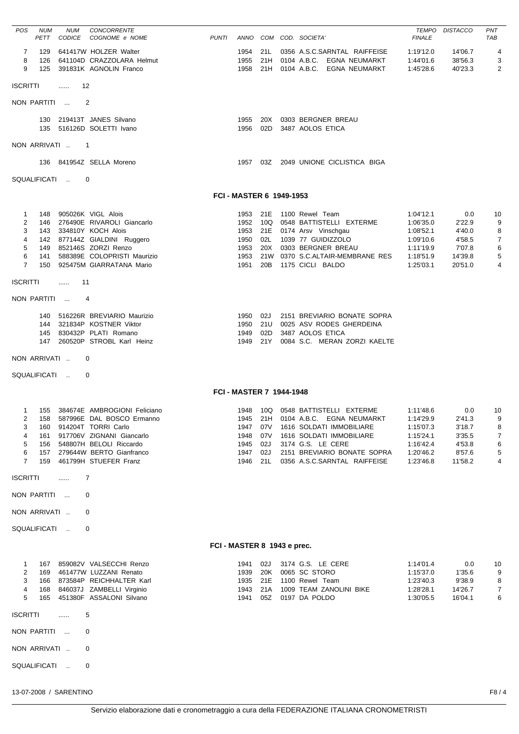| POS | NUM PETT | NUM CODICE | CONCORRENTE COGNOME e NOME | PUNTI | ANNO | COM | COD. SOCIETA' | TEMPO FINALE | DISTACCO | PNT TAB |
|---|---|---|---|---|---|---|---|---|---|---|
| 7 | 129 | 641417W | HOLZER Walter | | 1954 | 21L | 0356 A.S.C.SARNTAL RAIFFEISE | 1:19'12.0 | 14'06.7 | 4 |
| 8 | 126 | 641104D | CRAZZOLARA Helmut | | 1955 | 21H | 0104 A.B.C. EGNA NEUMARKT | 1:44'01.6 | 38'56.3 | 3 |
| 9 | 125 | 391831K | AGNOLIN Franco | | 1958 | 21H | 0104 A.B.C. EGNA NEUMARKT | 1:45'28.6 | 40'23.3 | 2 |

ISCRITTI ...... 12

NON PARTITI ... 2

| NUM PETT | NUM CODICE | COGNOME e NOME | ANNO | COM | COD. SOCIETA' |
|---|---|---|---|---|---|
| 130 | 219413T | JANES Silvano | 1955 | 20X | 0303 BERGNER BREAU |
| 135 | 516126D | SOLETTI Ivano | 1956 | 02D | 3487 AOLOS ETICA |

NON ARRIVATI .. 1

| NUM PETT | NUM CODICE | COGNOME e NOME | ANNO | COM | COD. SOCIETA' |
|---|---|---|---|---|---|
| 136 | 841954Z | SELLA Moreno | 1957 | 03Z | 2049 UNIONE CICLISTICA BIGA |

SQUALIFICATI .. 0

## FCI - MASTER 6 1949-1953

| POS | NUM PETT | NUM CODICE | CONCORRENTE COGNOME e NOME | PUNTI | ANNO | COM | COD. SOCIETA' | TEMPO FINALE | DISTACCO | PNT TAB |
|---|---|---|---|---|---|---|---|---|---|---|
| 1 | 148 | 905026K | VIGL Alois | | 1953 | 21E | 1100 Rewel Team | 1:04'12.1 | 0.0 | 10 |
| 2 | 146 | 276490E | RIVAROLI Giancarlo | | 1952 | 10Q | 0548 BATTISTELLI EXTERME | 1:06'35.0 | 2'22.9 | 9 |
| 3 | 143 | 334810Y | KOCH Alois | | 1953 | 21E | 0174 Arsv Vinschgau | 1:08'52.1 | 4'40.0 | 8 |
| 4 | 142 | 877144Z | GIALDINI Ruggero | | 1950 | 02L | 1039 77 GUIDIZZOLO | 1:09'10.6 | 4'58.5 | 7 |
| 5 | 149 | 852146S | ZORZI Renzo | | 1953 | 20X | 0303 BERGNER BREAU | 1:11'19.9 | 7'07.8 | 6 |
| 6 | 141 | 588389E | COLOPRISTI Maurizio | | 1953 | 21W | 0370 S.C.ALTAIR-MEMBRANE RES | 1:18'51.9 | 14'39.8 | 5 |
| 7 | 150 | 925475M | GIARRATANA Mario | | 1951 | 20B | 1175 CICLI BALDO | 1:25'03.1 | 20'51.0 | 4 |

ISCRITTI ...... 11

NON PARTITI ... 4

| NUM PETT | NUM CODICE | COGNOME e NOME | ANNO | COM | COD. SOCIETA' |
|---|---|---|---|---|---|
| 140 | 516226R | BREVIARIO Maurizio | 1950 | 02J | 2151 BREVIARIO BONATE SOPRA |
| 144 | 321834P | KOSTNER Viktor | 1950 | 21U | 0025 ASV RODES GHERDEINA |
| 145 | 830432P | PLATI Romano | 1949 | 02D | 3487 AOLOS ETICA |
| 147 | 260520P | STROBL Karl Heinz | 1949 | 21Y | 0084 S.C. MERAN ZORZI KAELTE |

NON ARRIVATI .. 0

SQUALIFICATI .. 0

## FCI - MASTER 7 1944-1948

| POS | NUM PETT | NUM CODICE | CONCORRENTE COGNOME e NOME | PUNTI | ANNO | COM | COD. SOCIETA' | TEMPO FINALE | DISTACCO | PNT TAB |
|---|---|---|---|---|---|---|---|---|---|---|
| 1 | 155 | 384674E | AMBROGIONI Feliciano | | 1948 | 10Q | 0548 BATTISTELLI EXTERME | 1:11'48.6 | 0.0 | 10 |
| 2 | 158 | 587996E | DAL BOSCO Ermanno | | 1945 | 21H | 0104 A.B.C. EGNA NEUMARKT | 1:14'29.9 | 2'41.3 | 9 |
| 3 | 160 | 914204T | TORRI Carlo | | 1947 | 07V | 1616 SOLDATI IMMOBILIARE | 1:15'07.3 | 3'18.7 | 8 |
| 4 | 161 | 917706V | ZIGNANI Giancarlo | | 1948 | 07V | 1616 SOLDATI IMMOBILIARE | 1:15'24.1 | 3'35.5 | 7 |
| 5 | 156 | 548807H | BELOLI Riccardo | | 1945 | 02J | 3174 G.S. LE CERE | 1:16'42.4 | 4'53.8 | 6 |
| 6 | 157 | 279644W | BERTO Gianfranco | | 1947 | 02J | 2151 BREVIARIO BONATE SOPRA | 1:20'46.2 | 8'57.6 | 5 |
| 7 | 159 | 461799H | STUEFER Franz | | 1946 | 21L | 0356 A.S.C.SARNTAL RAIFFEISE | 1:23'46.8 | 11'58.2 | 4 |

ISCRITTI ...... 7

NON PARTITI ... 0

NON ARRIVATI .. 0

SQUALIFICATI .. 0

## FCI - MASTER 8 1943 e prec.

| POS | NUM PETT | NUM CODICE | CONCORRENTE COGNOME e NOME | PUNTI | ANNO | COM | COD. SOCIETA' | TEMPO FINALE | DISTACCO | PNT TAB |
|---|---|---|---|---|---|---|---|---|---|---|
| 1 | 167 | 859082V | VALSECCHI Renzo | | 1941 | 02J | 3174 G.S. LE CERE | 1:14'01.4 | 0.0 | 10 |
| 2 | 169 | 461477W | LUZZANI Renato | | 1939 | 20K | 0065 SC STORO | 1:15'37.0 | 1'35.6 | 9 |
| 3 | 166 | 873584P | REICHHALTER Karl | | 1935 | 21E | 1100 Rewel Team | 1:23'40.3 | 9'38.9 | 8 |
| 4 | 168 | 846037J | ZAMBELLI Virginio | | 1943 | 21A | 1009 TEAM ZANOLINI BIKE | 1:28'28.1 | 14'26.7 | 7 |
| 5 | 165 | 451380F | ASSALONI Silvano | | 1941 | 05Z | 0197 DA POLDO | 1:30'05.5 | 16'04.1 | 6 |

ISCRITTI ...... 5

NON PARTITI ... 0

NON ARRIVATI .. 0

SQUALIFICATI .. 0

13-07-2008 / SARENTINO

Servizio elaborazione dati e cronometraggio a cura della FEDERAZIONE ITALIANA CRONOMETRISTI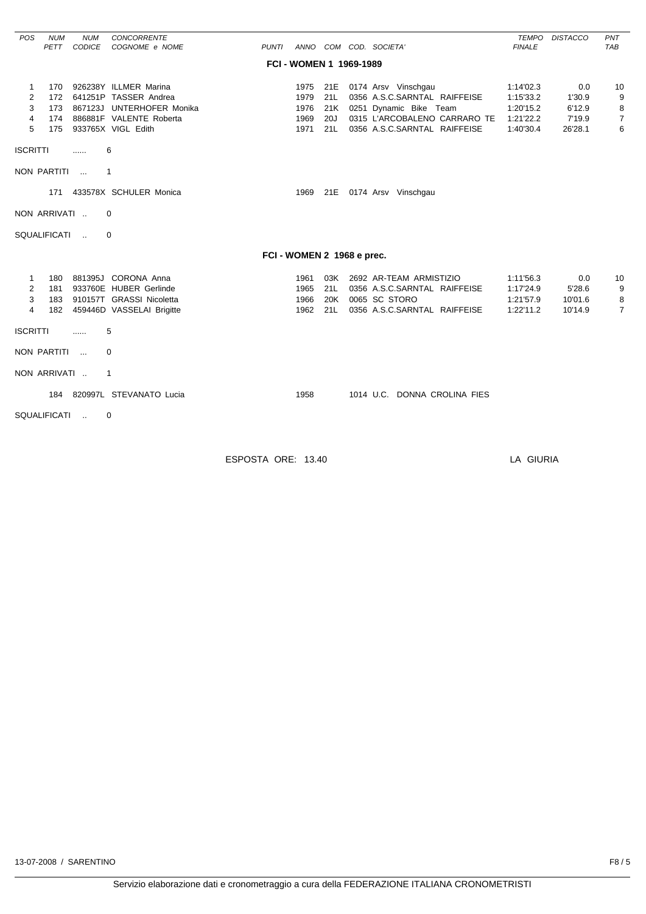## FCI - WOMEN 1 1969-1989

| POS | NUM PETT | NUM CODICE | CONCORRENTE COGNOME e NOME | PUNTI | ANNO | COM | COD. SOCIETA' | TEMPO FINALE | DISTACCO | PNT TAB |
|---|---|---|---|---|---|---|---|---|---|---|
| 1 | 170 | 926238Y | ILLMER Marina | | 1975 | 21E | 0174 Arsv Vinschgau | 1:14'02.3 | 0.0 | 10 |
| 2 | 172 | 641251P | TASSER Andrea | | 1979 | 21L | 0356 A.S.C.SARNTAL RAIFFEISE | 1:15'33.2 | 1'30.9 | 9 |
| 3 | 173 | 867123J | UNTERHOFER Monika | | 1976 | 21K | 0251 Dynamic Bike Team | 1:20'15.2 | 6'12.9 | 8 |
| 4 | 174 | 886881F | VALENTE Roberta | | 1969 | 20J | 0315 L'ARCOBALENO CARRARO TE | 1:21'22.2 | 7'19.9 | 7 |
| 5 | 175 | 933765X | VIGL Edith | | 1971 | 21L | 0356 A.S.C.SARNTAL RAIFFEISE | 1:40'30.4 | 26'28.1 | 6 |

ISCRITTI ...... 6

NON PARTITI ... 1

| NUM PETT | NUM CODICE | COGNOME e NOME | ANNO | COM | COD. SOCIETA' |
|---|---|---|---|---|---|
| 171 | 433578X | SCHULER Monica | 1969 | 21E | 0174 Arsv Vinschgau |

NON ARRIVATI .. 0

SQUALIFICATI .. 0

## FCI - WOMEN 2 1968 e prec.

| POS | NUM PETT | NUM CODICE | CONCORRENTE COGNOME e NOME | PUNTI | ANNO | COM | COD. SOCIETA' | TEMPO FINALE | DISTACCO | PNT TAB |
|---|---|---|---|---|---|---|---|---|---|---|
| 1 | 180 | 881395J | CORONA Anna | | 1961 | 03K | 2692 AR-TEAM ARMISTIZIO | 1:11'56.3 | 0.0 | 10 |
| 2 | 181 | 933760E | HUBER Gerlinde | | 1965 | 21L | 0356 A.S.C.SARNTAL RAIFFEISE | 1:17'24.9 | 5'28.6 | 9 |
| 3 | 183 | 910157T | GRASSI Nicoletta | | 1966 | 20K | 0065 SC STORO | 1:21'57.9 | 10'01.6 | 8 |
| 4 | 182 | 459446D | VASSELAI Brigitte | | 1962 | 21L | 0356 A.S.C.SARNTAL RAIFFEISE | 1:22'11.2 | 10'14.9 | 7 |

ISCRITTI ...... 5

NON PARTITI ... 0

NON ARRIVATI .. 1

| NUM PETT | NUM CODICE | COGNOME e NOME | ANNO | COM | COD. SOCIETA' |
|---|---|---|---|---|---|
| 184 | 820997L | STEVANATO Lucia | 1958 | | 1014 U.C. DONNA CROLINA FIES |

SQUALIFICATI .. 0

ESPOSTA ORE: 13.40

LA GIURIA

13-07-2008 / SARENTINO

Servizio elaborazione dati e cronometraggio a cura della FEDERAZIONE ITALIANA CRONOMETRISTI